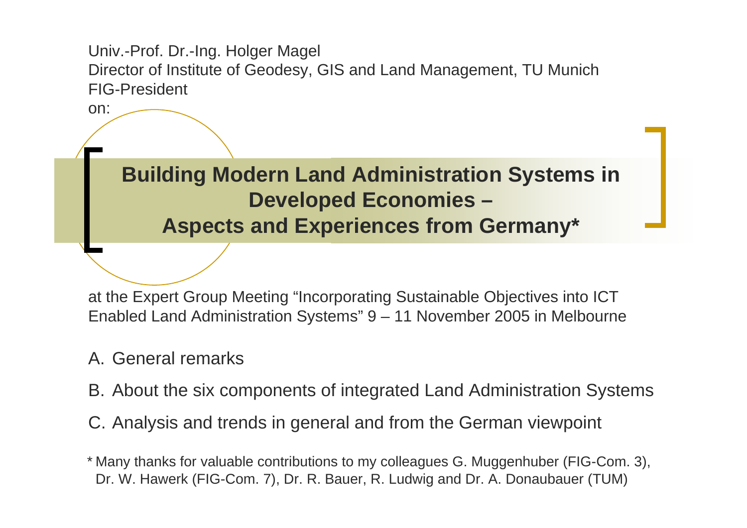Univ.-Prof. Dr.-Ing. Holger Magel
Director of Institute of Geodesy, GIS and Land Management, TU Munich
FIG-President
on:

# Building Modern Land Administration Systems in Developed Economies – Aspects and Experiences from Germany*

at the Expert Group Meeting "Incorporating Sustainable Objectives into ICT Enabled Land Administration Systems" 9 – 11 November 2005 in Melbourne

A. General remarks

B. About the six components of integrated Land Administration Systems

C. Analysis and trends in general and from the German viewpoint

\* Many thanks for valuable contributions to my colleagues G. Muggenhuber (FIG-Com. 3), Dr. W. Hawerk (FIG-Com. 7), Dr. R. Bauer, R. Ludwig and Dr. A. Donaubauer (TUM)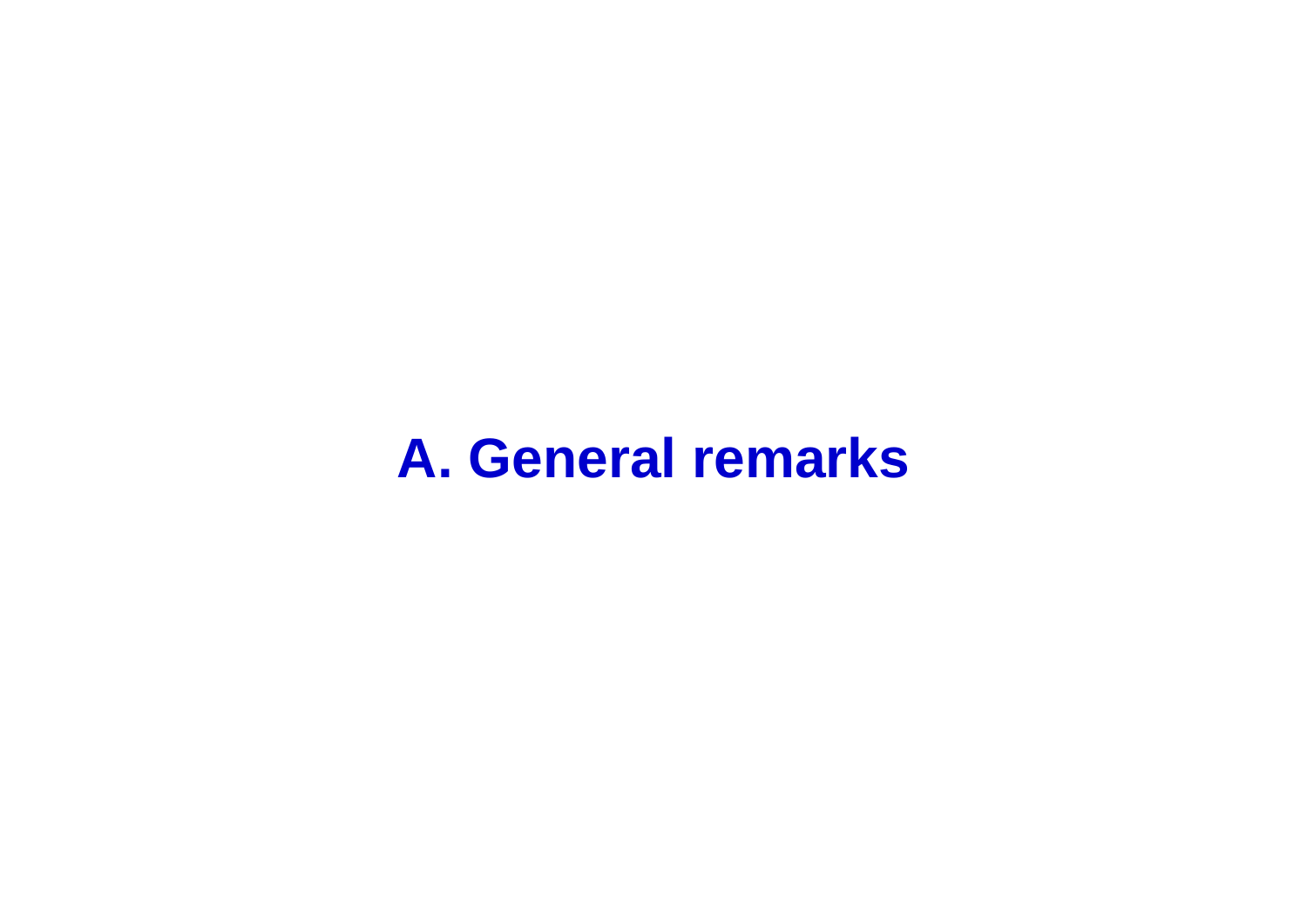# A. General remarks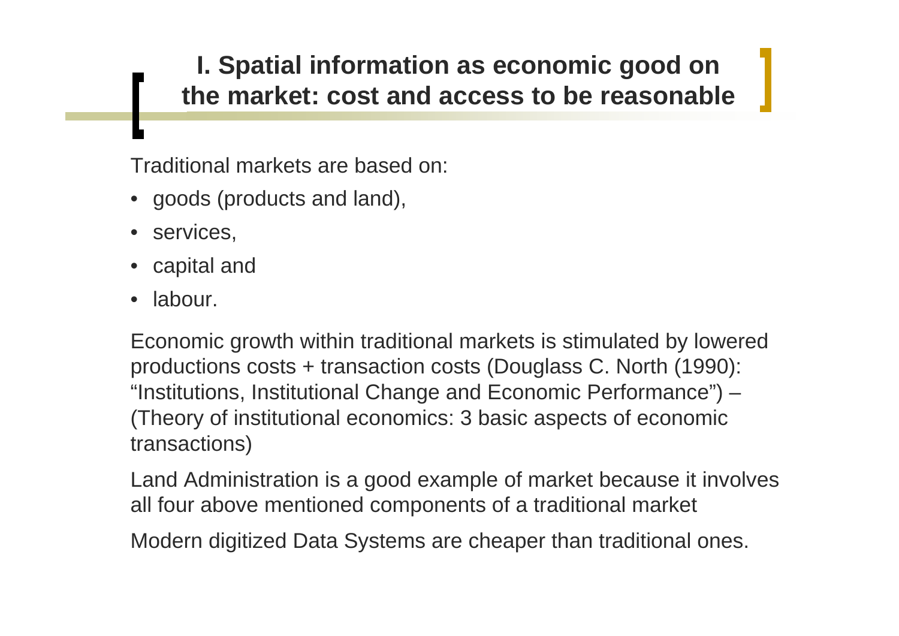# I. Spatial information as economic good on the market: cost and access to be reasonable

Traditional markets are based on:

- goods (products and land),
- services,
- capital and
- labour.

Economic growth within traditional markets is stimulated by lowered productions costs + transaction costs (Douglass C. North (1990): "Institutions, Institutional Change and Economic Performance") – (Theory of institutional economics: 3 basic aspects of economic transactions)

Land Administration is a good example of market because it involves all four above mentioned components of a traditional market

Modern digitized Data Systems are cheaper than traditional ones.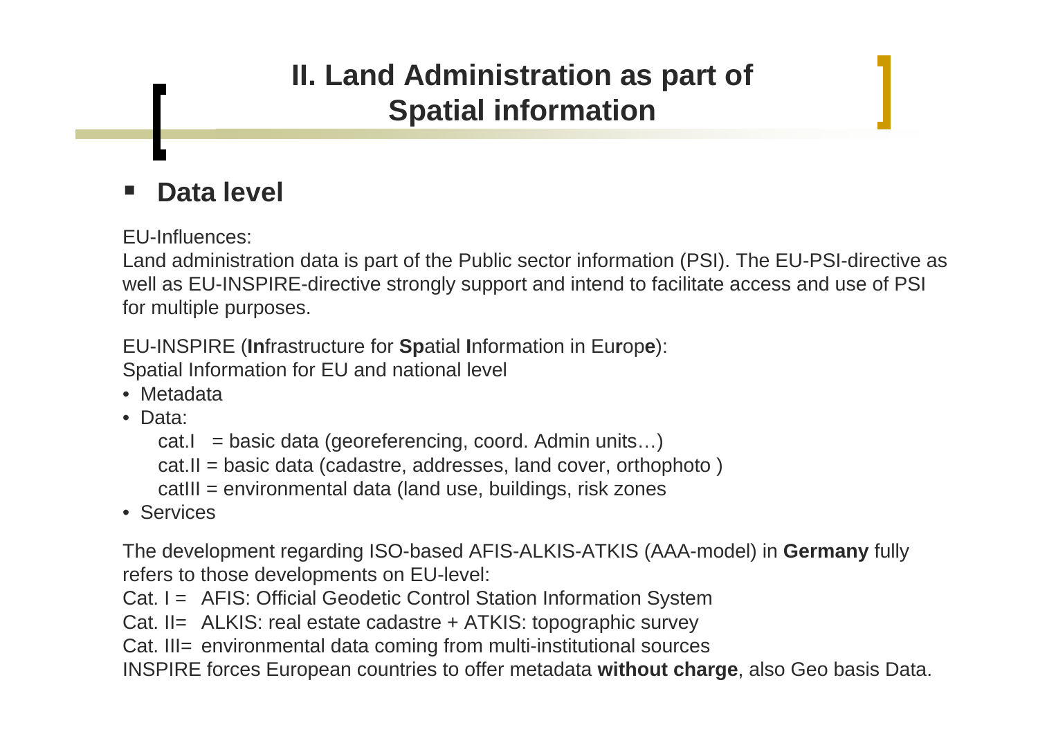# II. Land Administration as part of Spatial information

## Data level

EU-Influences:
Land administration data is part of the Public sector information (PSI). The EU-PSI-directive as well as EU-INSPIRE-directive strongly support and intend to facilitate access and use of PSI for multiple purposes.

EU-INSPIRE (**In**frastructure for **Sp**atial **I**nformation in Eu**r**op**e**):
Spatial Information for EU and national level

- Metadata
- Data:
  - cat.I = basic data (georeferencing, coord. Admin units…)
  - cat.II = basic data (cadastre, addresses, land cover, orthophoto )
  - catIII = environmental data (land use, buildings, risk zones
- Services

The development regarding ISO-based AFIS-ALKIS-ATKIS (AAA-model) in **Germany** fully refers to those developments on EU-level:
Cat. I = AFIS: Official Geodetic Control Station Information System
Cat. II= ALKIS: real estate cadastre + ATKIS: topographic survey
Cat. III= environmental data coming from multi-institutional sources
INSPIRE forces European countries to offer metadata **without charge**, also Geo basis Data.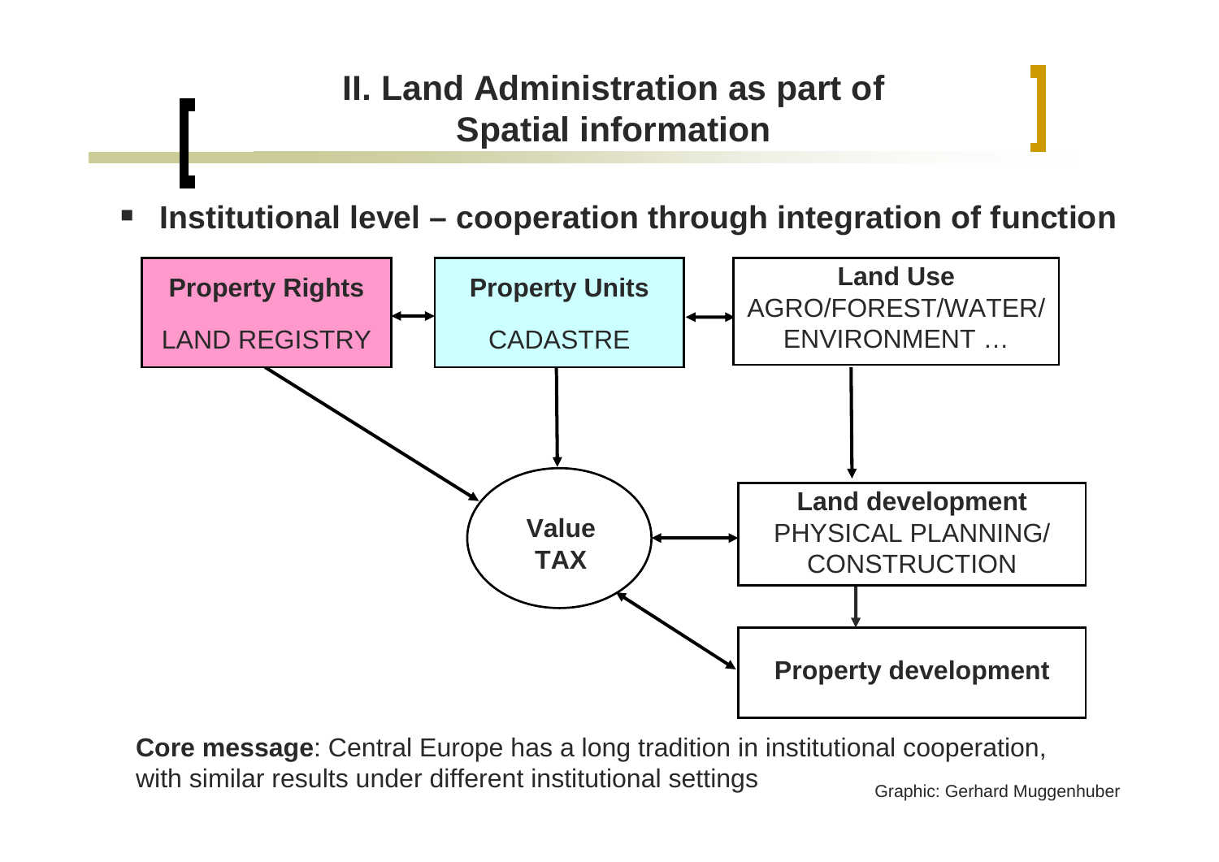# II. Land Administration as part of Spatial information

- **Institutional level – cooperation through integration of function**

**Property Rights**
LAND REGISTRY

**Property Units**
CADASTRE

**Land Use**
AGRO/FOREST/WATER/ ENVIRONMENT …

**Value**
**TAX**

**Land development**
PHYSICAL PLANNING/ CONSTRUCTION

**Property development**

**Core message**: Central Europe has a long tradition in institutional cooperation, with similar results under different institutional settings

Graphic: Gerhard Muggenhuber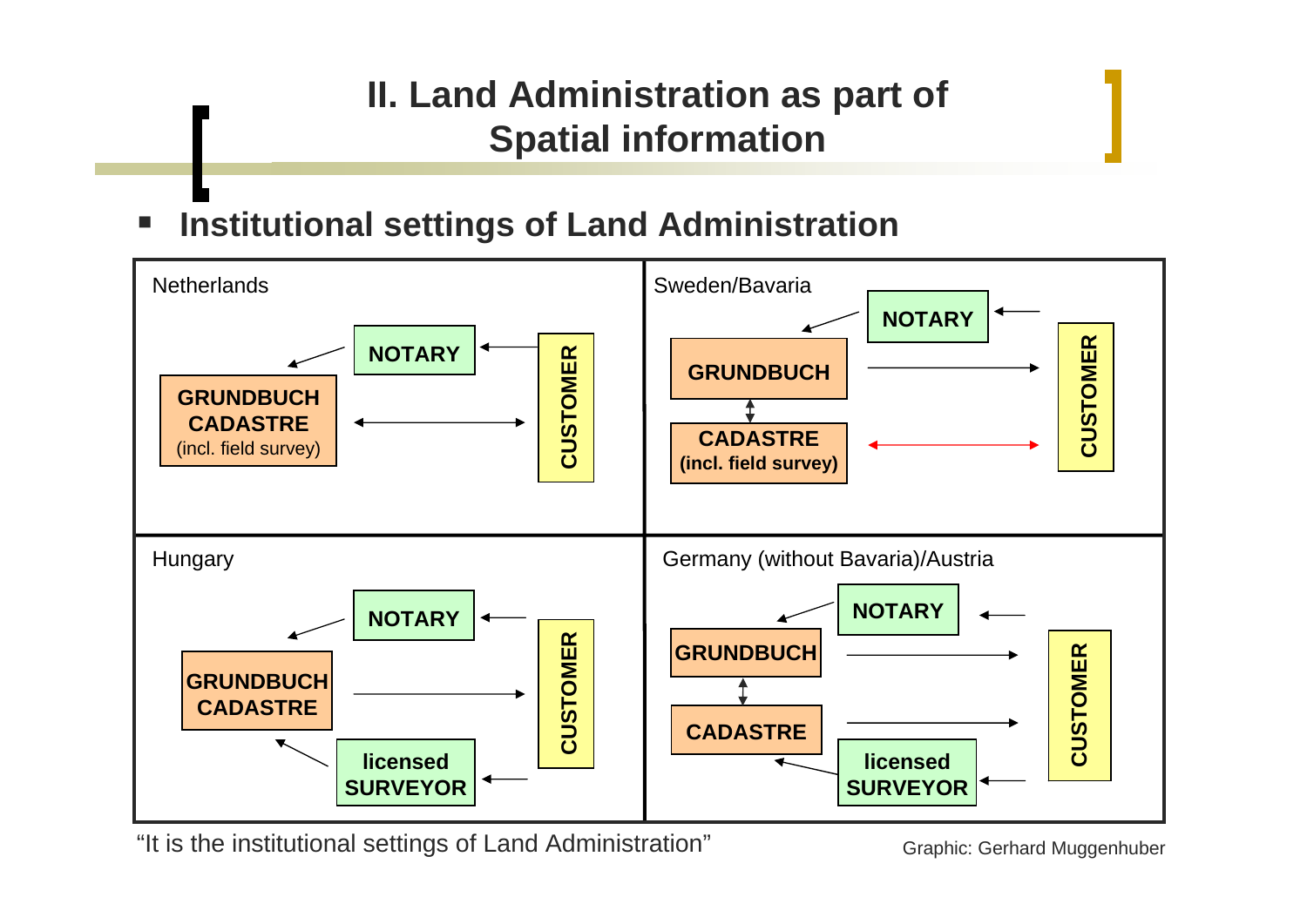# II. Land Administration as part of Spatial information

- **Institutional settings of Land Administration**

Netherlands

NOTARY

GRUNDBUCH CADASTRE (incl. field survey)

CUSTOMER

Sweden/Bavaria

NOTARY

GRUNDBUCH

CADASTRE (incl. field survey)

CUSTOMER

Hungary

NOTARY

GRUNDBUCH CADASTRE

licensed SURVEYOR

CUSTOMER

Germany (without Bavaria)/Austria

NOTARY

GRUNDBUCH

CADASTRE

licensed SURVEYOR

CUSTOMER

"It is the institutional settings of Land Administration"

Graphic: Gerhard Muggenhuber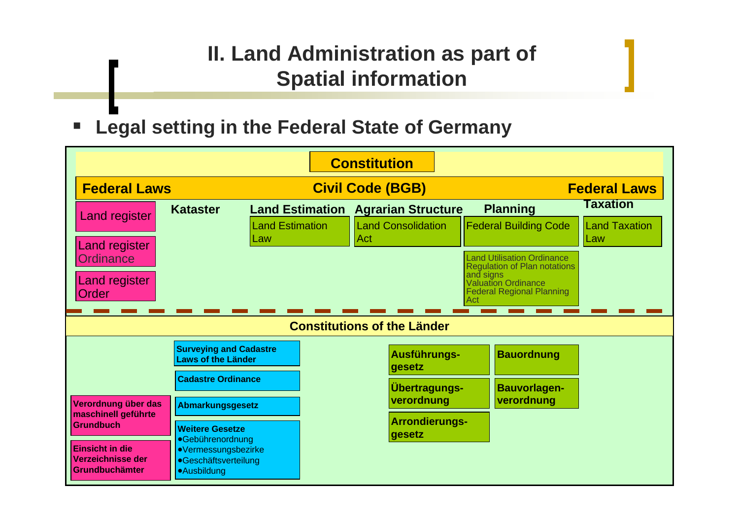# II. Land Administration as part of Spatial information

- **Legal setting in the Federal State of Germany**

**Constitution**

**Federal Laws** — **Civil Code (BGB)** — **Federal Laws**

| Land register | Kataster | Land Estimation | Agrarian Structure | Planning | Taxation |
|---|---|---|---|---|---|
| Land register | | Land Estimation Law | Land Consolidation Act | Federal Building Code | Land Taxation Law |
| Land register Ordinance | | | | Land Utilisation Ordinance<br>Regulation of Plan notations and signs<br>Valuation Ordinance<br>Federal Regional Planning Act | |
| Land register Order | | | | | |

**Constitutions of the Länder**

| Land register | Kataster | Agrarian Structure | Planning |
|---|---|---|---|
| Verordnung über das maschinell geführte Grundbuch | Surveying and Cadastre Laws of the Länder | Ausführungs-gesetz | Bauordnung |
| Einsicht in die Verzeichnisse der Grundbuchämter | Cadastre Ordinance | Übertragungs-verordnung | Bauvorlagen-verordnung |
| | Abmarkungsgesetz | Arrondierungs-gesetz | |
| | Weitere Gesetze<br>• Gebührenordnung<br>• Vermessungsbezirke<br>• Geschäftsverteilung<br>• Ausbildung | | |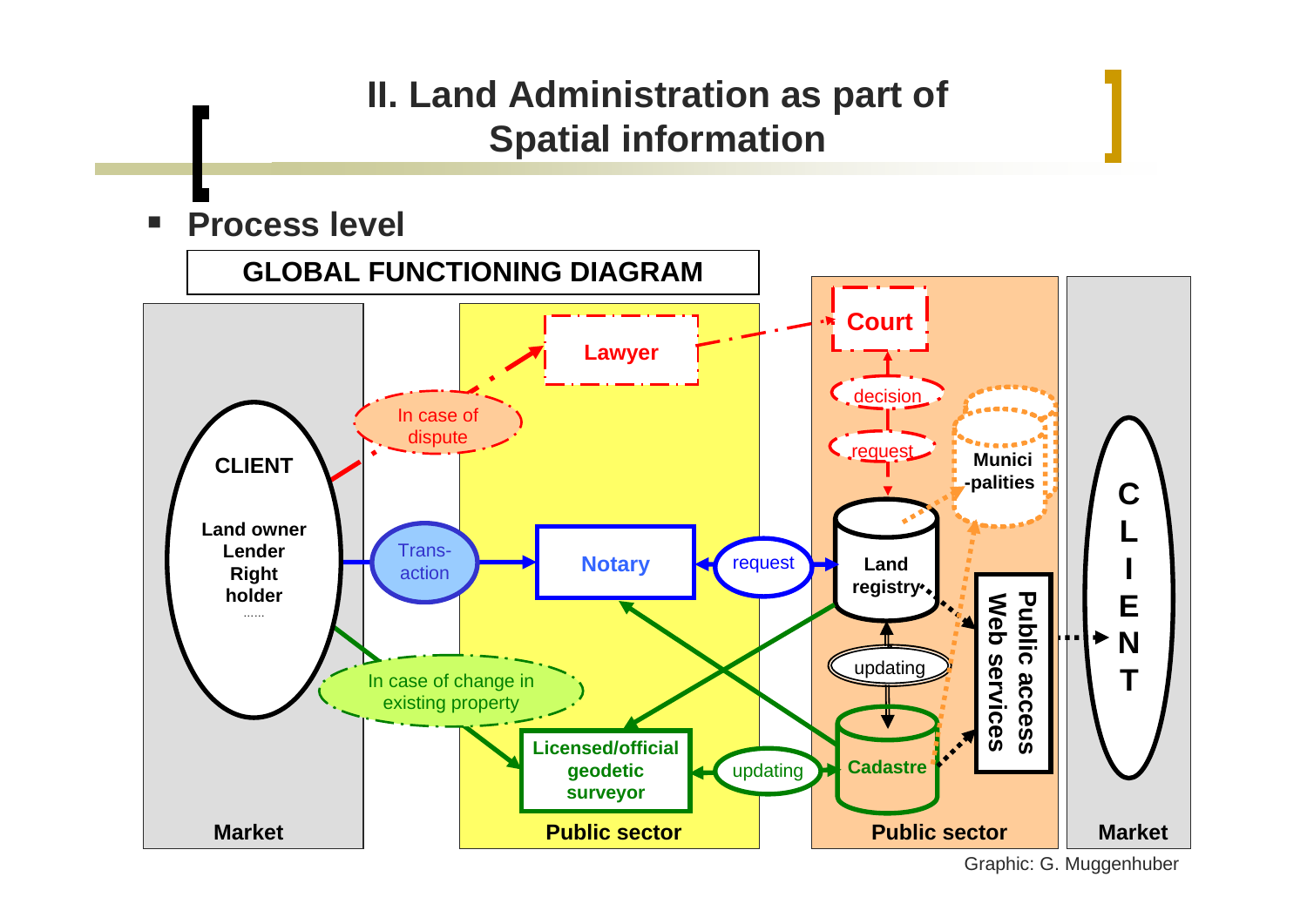# II. Land Administration as part of Spatial information

- **Process level**

**GLOBAL FUNCTIONING DIAGRAM**

**CLIENT**

**Land owner**
**Lender**
**Right holder**
......

In case of dispute

Lawyer

Court

decision

request

Munici-palities

Trans-action

Notary

request

Land registry

Public access Web services

CLIENT

In case of change in existing property

updating

Licensed/official geodetic surveyor

updating

Cadastre

**Market** | **Public sector** | **Public sector** | **Market**

Graphic: G. Muggenhuber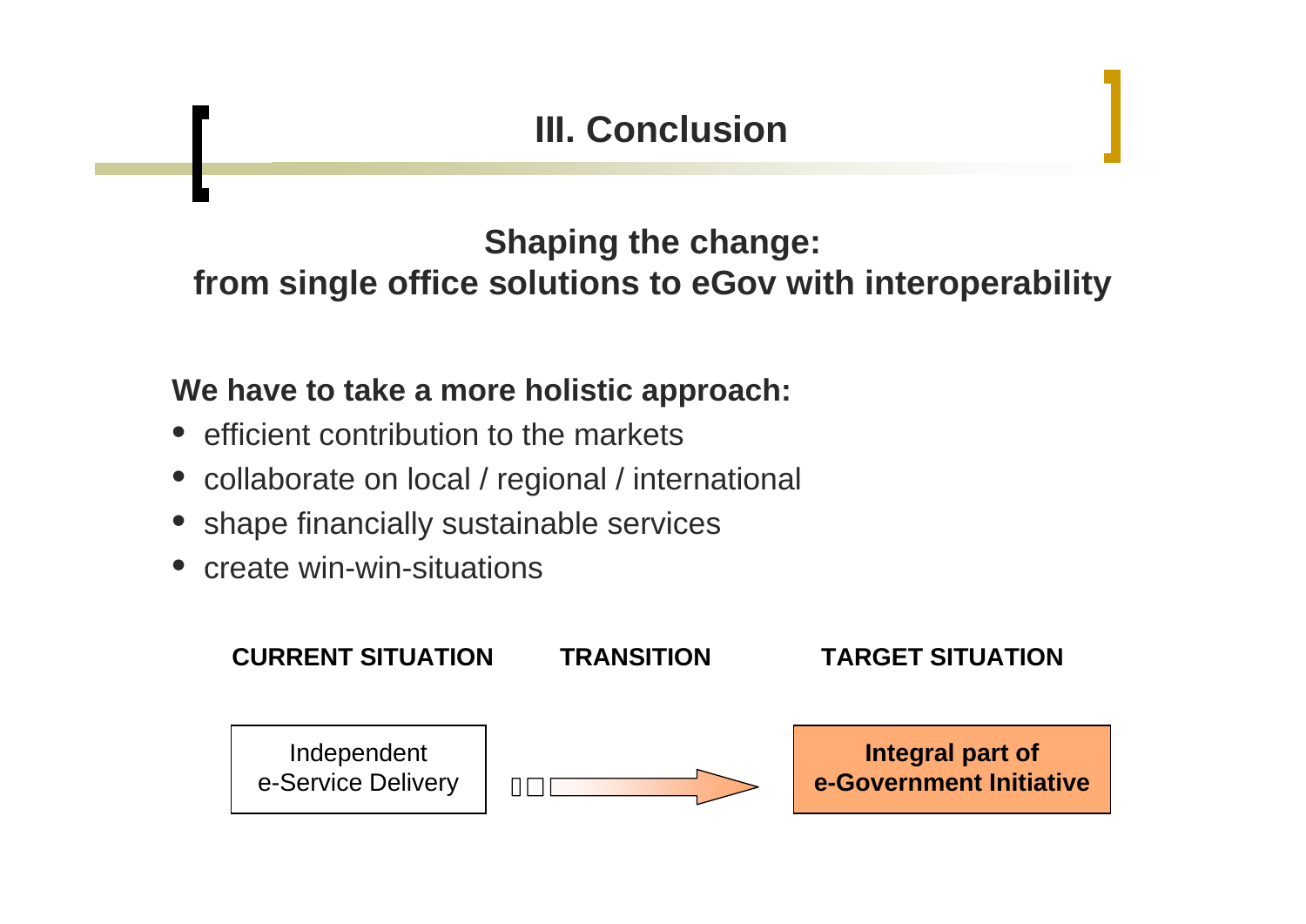# III. Conclusion

## Shaping the change: from single office solutions to eGov with interoperability

**We have to take a more holistic approach:**

- efficient contribution to the markets
- collaborate on local / regional / international
- shape financially sustainable services
- create win-win-situations

| CURRENT SITUATION | TRANSITION | TARGET SITUATION |
| --- | --- | --- |
| Independent e-Service Delivery | → | **Integral part of e-Government Initiative** |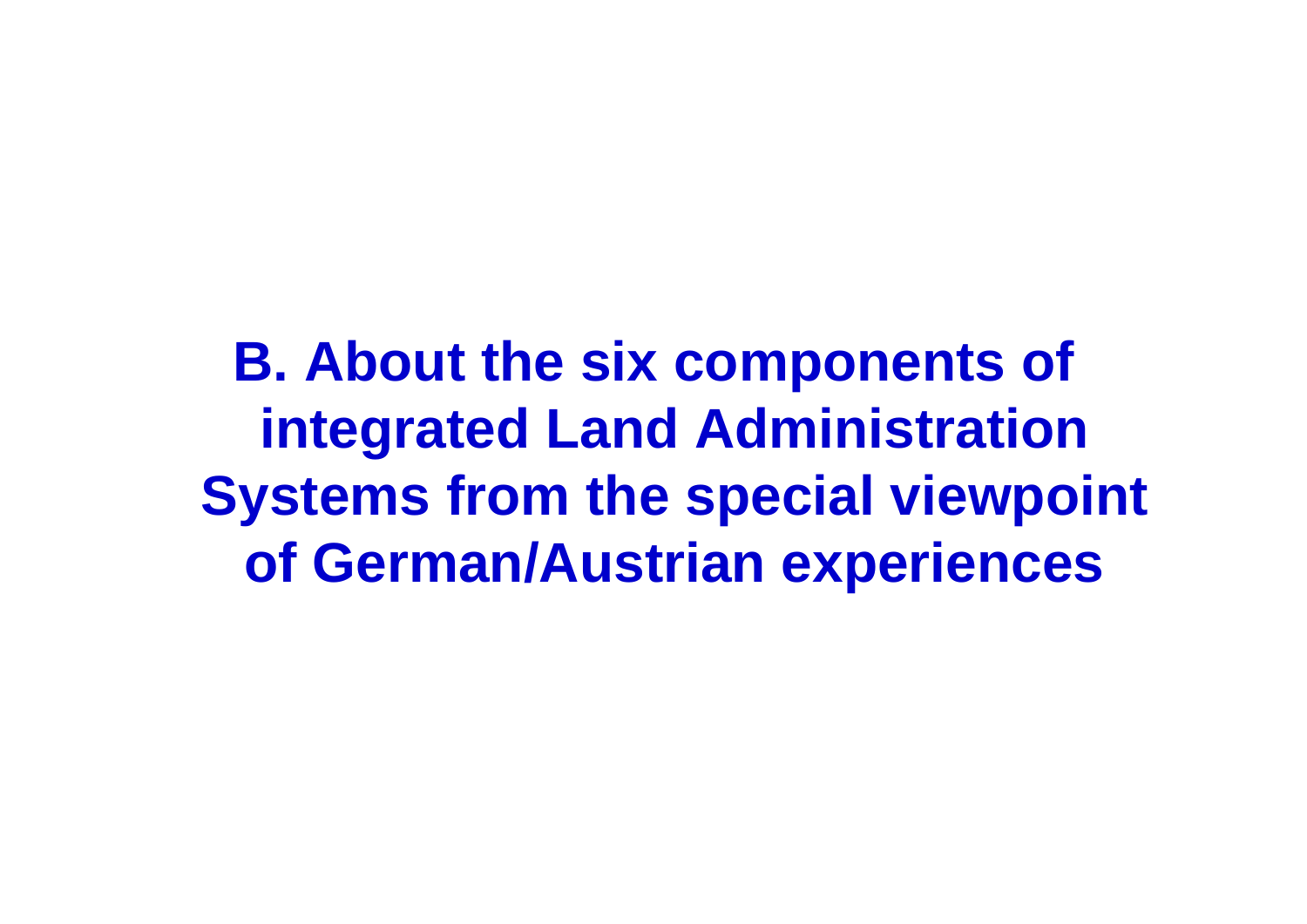# B. About the six components of integrated Land Administration Systems from the special viewpoint of German/Austrian experiences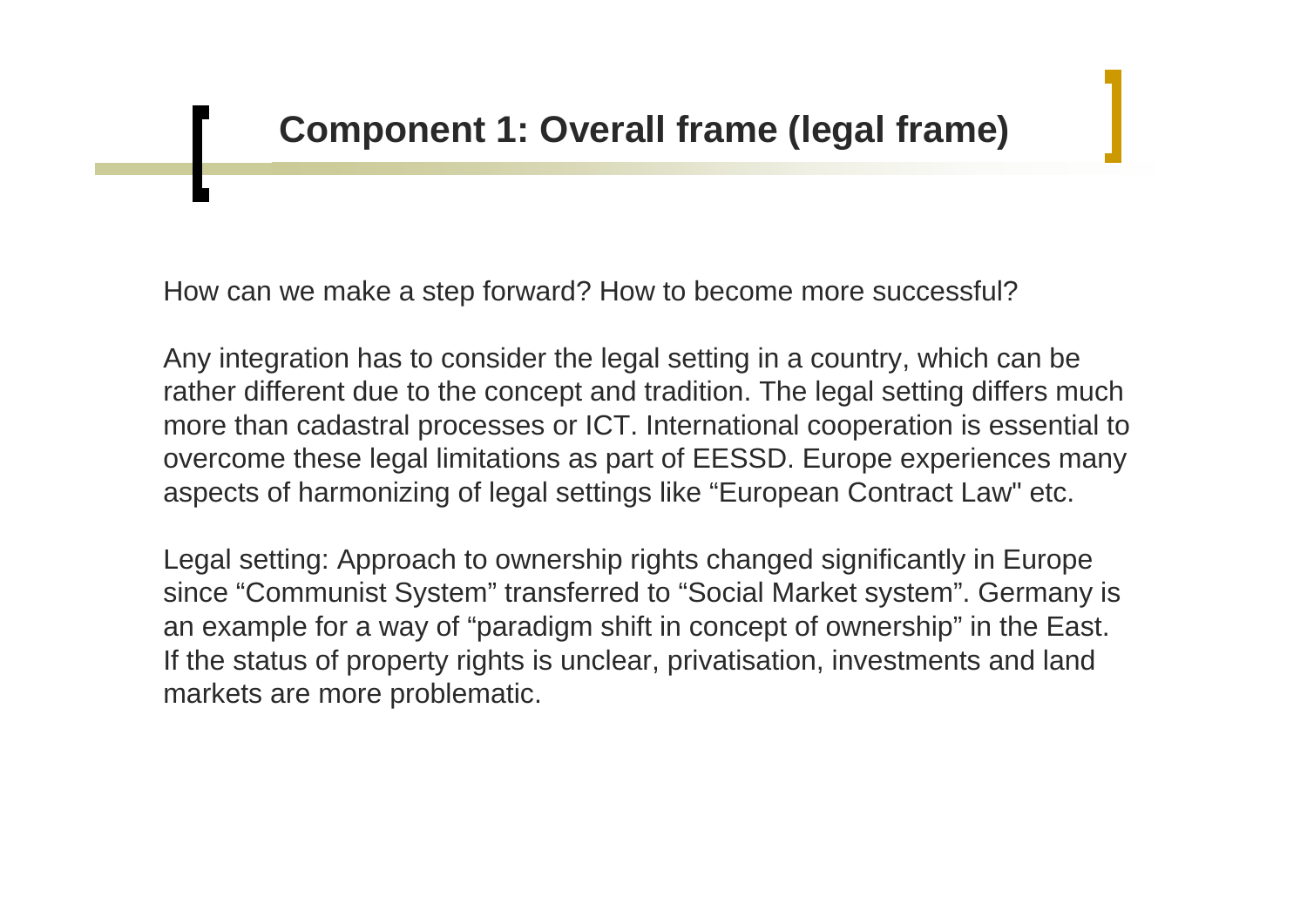# Component 1: Overall frame (legal frame)

How can we make a step forward? How to become more successful?

Any integration has to consider the legal setting in a country, which can be rather different due to the concept and tradition. The legal setting differs much more than cadastral processes or ICT. International cooperation is essential to overcome these legal limitations as part of EESSD. Europe experiences many aspects of harmonizing of legal settings like “European Contract Law" etc.

Legal setting: Approach to ownership rights changed significantly in Europe since “Communist System” transferred to “Social Market system”. Germany is an example for a way of “paradigm shift in concept of ownership” in the East. If the status of property rights is unclear, privatisation, investments and land markets are more problematic.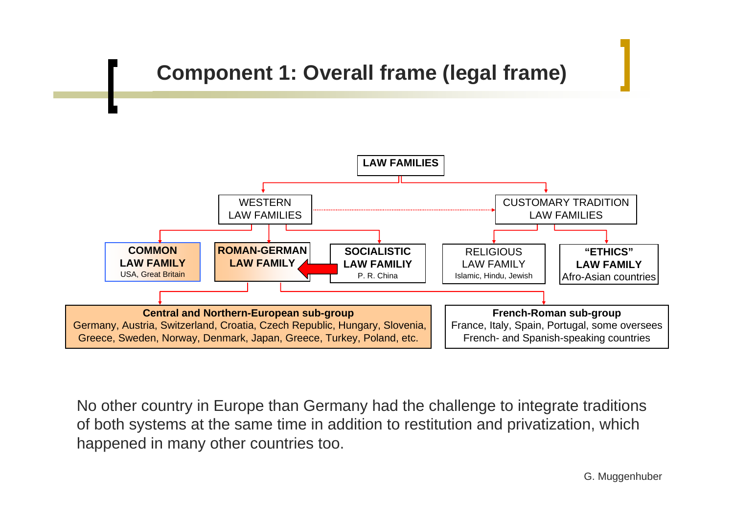# Component 1: Overall frame (legal frame)

**LAW FAMILIES**

- WESTERN LAW FAMILIES
  - **COMMON LAW FAMILY** – USA, Great Britain
  - **ROMAN-GERMAN LAW FAMILY**
    - **Central and Northern-European sub-group** – Germany, Austria, Switzerland, Croatia, Czech Republic, Hungary, Slovenia, Greece, Sweden, Norway, Denmark, Japan, Greece, Turkey, Poland, etc.
    - **French-Roman sub-group** – France, Italy, Spain, Portugal, some oversees French- and Spanish-speaking countries
  - **SOCIALISTIC LAW FAMILIY** – P. R. China
- CUSTOMARY TRADITION LAW FAMILIES
  - RELIGIOUS LAW FAMILY – Islamic, Hindu, Jewish
  - **"ETHICS" LAW FAMILY** – Afro-Asian countries

No other country in Europe than Germany had the challenge to integrate traditions of both systems at the same time in addition to restitution and privatization, which happened in many other countries too.

G. Muggenhuber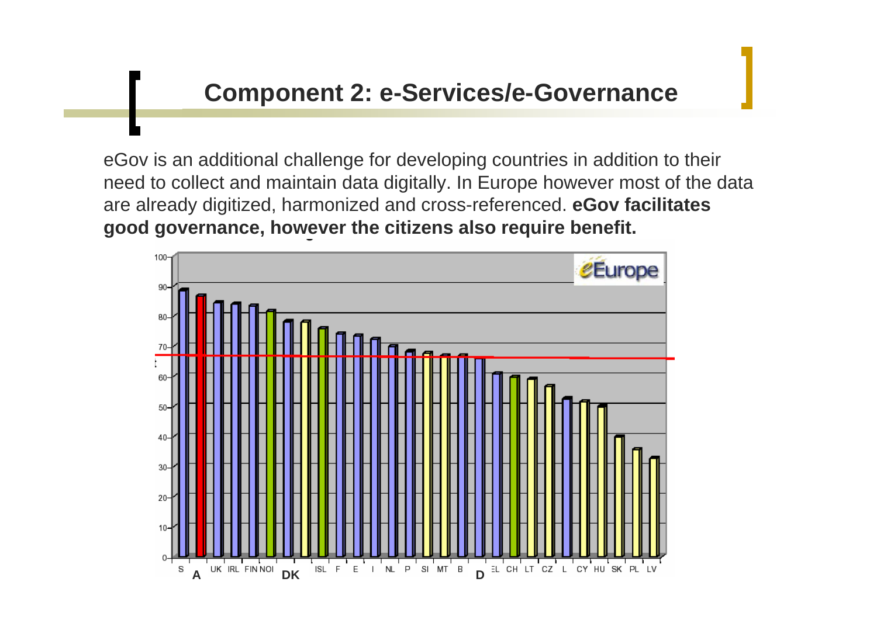## Component 2: e-Services/e-Governance

eGov is an additional challenge for developing countries in addition to their need to collect and maintain data digitally. In Europe however most of the data are already digitized, harmonized and cross-referenced. **eGov facilitates good governance, however the citizens also require benefit.**

eEurope

S A UK IRL FIN NOI DK ISL F E I NL P SI MT B D EL CH LT CZ L CY HU SK PL LV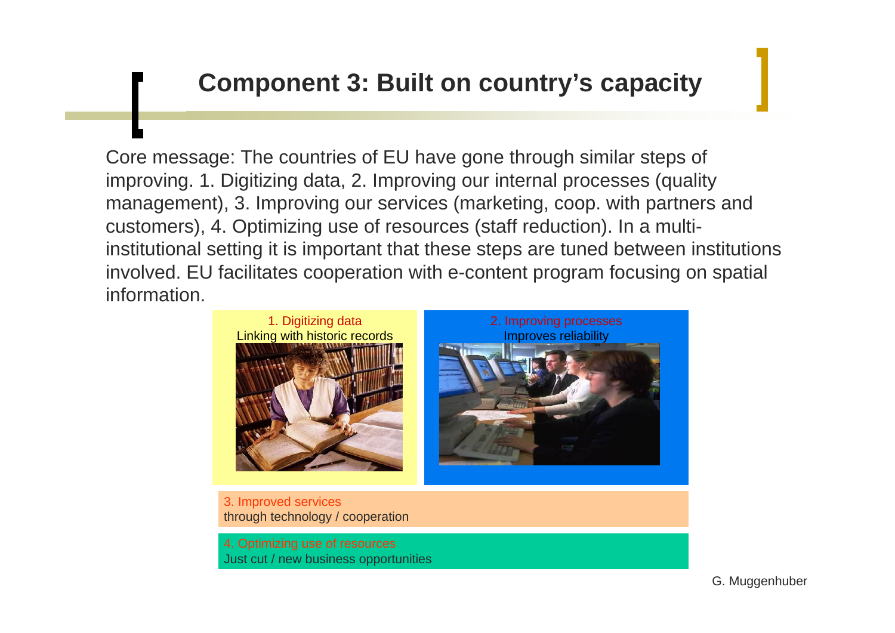# Component 3: Built on country's capacity

Core message: The countries of EU have gone through similar steps of improving. 1. Digitizing data, 2. Improving our internal processes (quality management), 3. Improving our services (marketing, coop. with partners and customers), 4. Optimizing use of resources (staff reduction). In a multi-institutional setting it is important that these steps are tuned between institutions involved. EU facilitates cooperation with e-content program focusing on spatial information.

1. Digitizing data
Linking with historic records

2. Improving processes
Improves reliability

3. Improved services
through technology / cooperation

4. Optimizing use of resources
Just cut / new business opportunities

G. Muggenhuber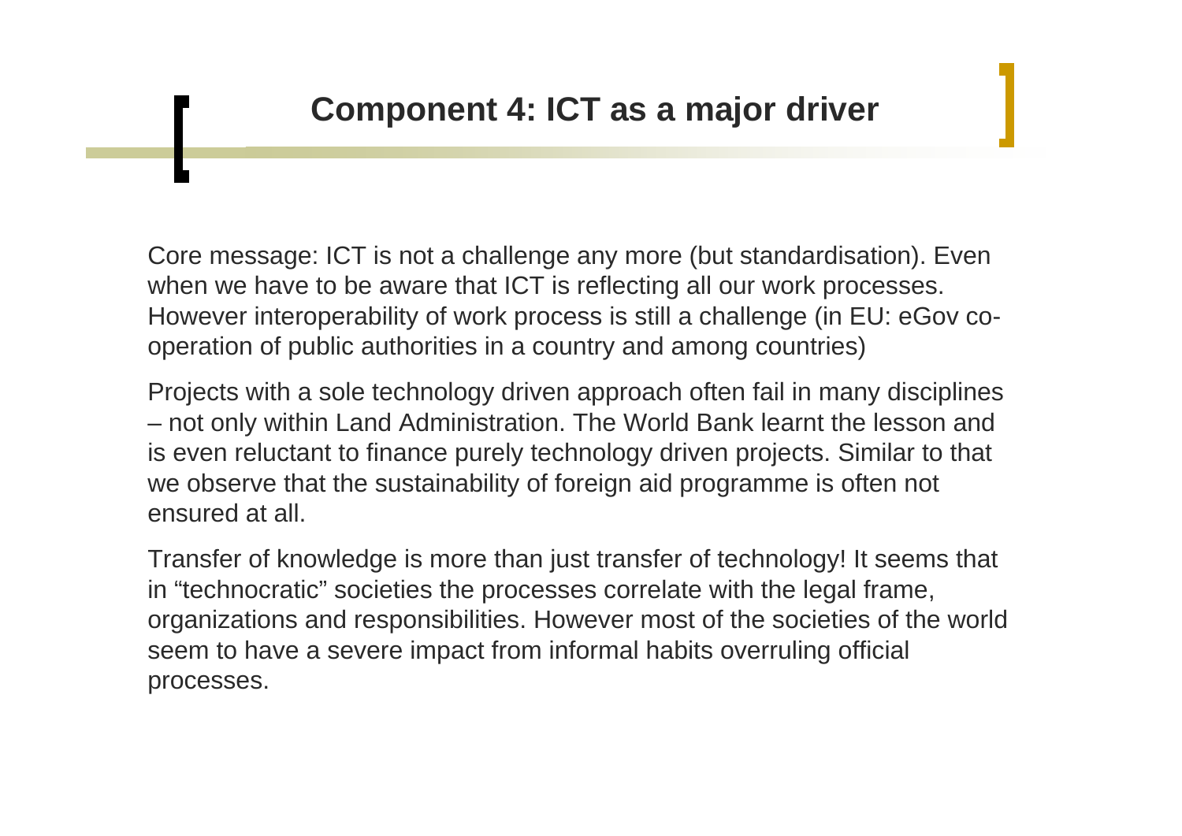# Component 4: ICT as a major driver

Core message: ICT is not a challenge any more (but standardisation). Even when we have to be aware that ICT is reflecting all our work processes. However interoperability of work process is still a challenge (in EU: eGov co-operation of public authorities in a country and among countries)

Projects with a sole technology driven approach often fail in many disciplines – not only within Land Administration. The World Bank learnt the lesson and is even reluctant to finance purely technology driven projects. Similar to that we observe that the sustainability of foreign aid programme is often not ensured at all.

Transfer of knowledge is more than just transfer of technology! It seems that in "technocratic" societies the processes correlate with the legal frame, organizations and responsibilities. However most of the societies of the world seem to have a severe impact from informal habits overruling official processes.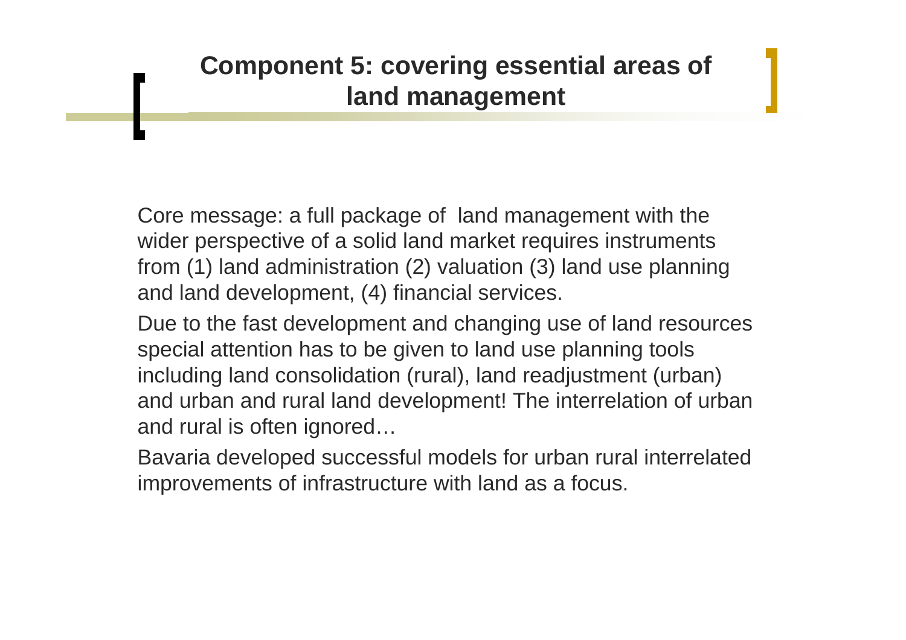# Component 5: covering essential areas of land management

Core message: a full package of land management with the wider perspective of a solid land market requires instruments from (1) land administration (2) valuation (3) land use planning and land development, (4) financial services.

Due to the fast development and changing use of land resources special attention has to be given to land use planning tools including land consolidation (rural), land readjustment (urban) and urban and rural land development! The interrelation of urban and rural is often ignored…

Bavaria developed successful models for urban rural interrelated improvements of infrastructure with land as a focus.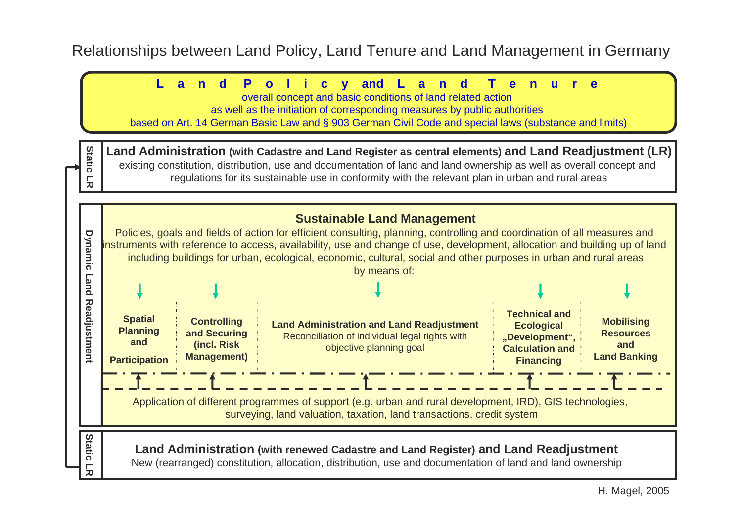# Relationships between Land Policy, Land Tenure and Land Management in Germany

**Land Policy and Land Tenure**

overall concept and basic conditions of land related action
as well as the initiation of corresponding measures by public authorities
based on Art. 14 German Basic Law and § 903 German Civil Code and special laws (substance and limits)

**Static LR**

**Land Administration** **(with Cadastre and Land Register as central elements)** **and Land Readjustment (LR)**

existing constitution, distribution, use and documentation of land and land ownership as well as overall concept and regulations for its sustainable use in conformity with the relevant plan in urban and rural areas

**Dynamic Land Readjustment**

**Sustainable Land Management**

Policies, goals and fields of action for efficient consulting, planning, controlling and coordination of all measures and instruments with reference to access, availability, use and change of use, development, allocation and building up of land including buildings for urban, ecological, economic, cultural, social and other purposes in urban and rural areas by means of:

| **Spatial Planning and Participation** | **Controlling and Securing (incl. Risk Management)** | **Land Administration and Land Readjustment** Reconciliation of individual legal rights with objective planning goal | **Technical and Ecological „Development", Calculation and Financing** | **Mobilising Resources and Land Banking** |
|---|---|---|---|---|

Application of different programmes of support (e.g. urban and rural development, IRD), GIS technologies, surveying, land valuation, taxation, land transactions, credit system

**Static LR**

**Land Administration** **(with renewed Cadastre and Land Register)** **and Land Readjustment**

New (rearranged) constitution, allocation, distribution, use and documentation of land and land ownership

H. Magel, 2005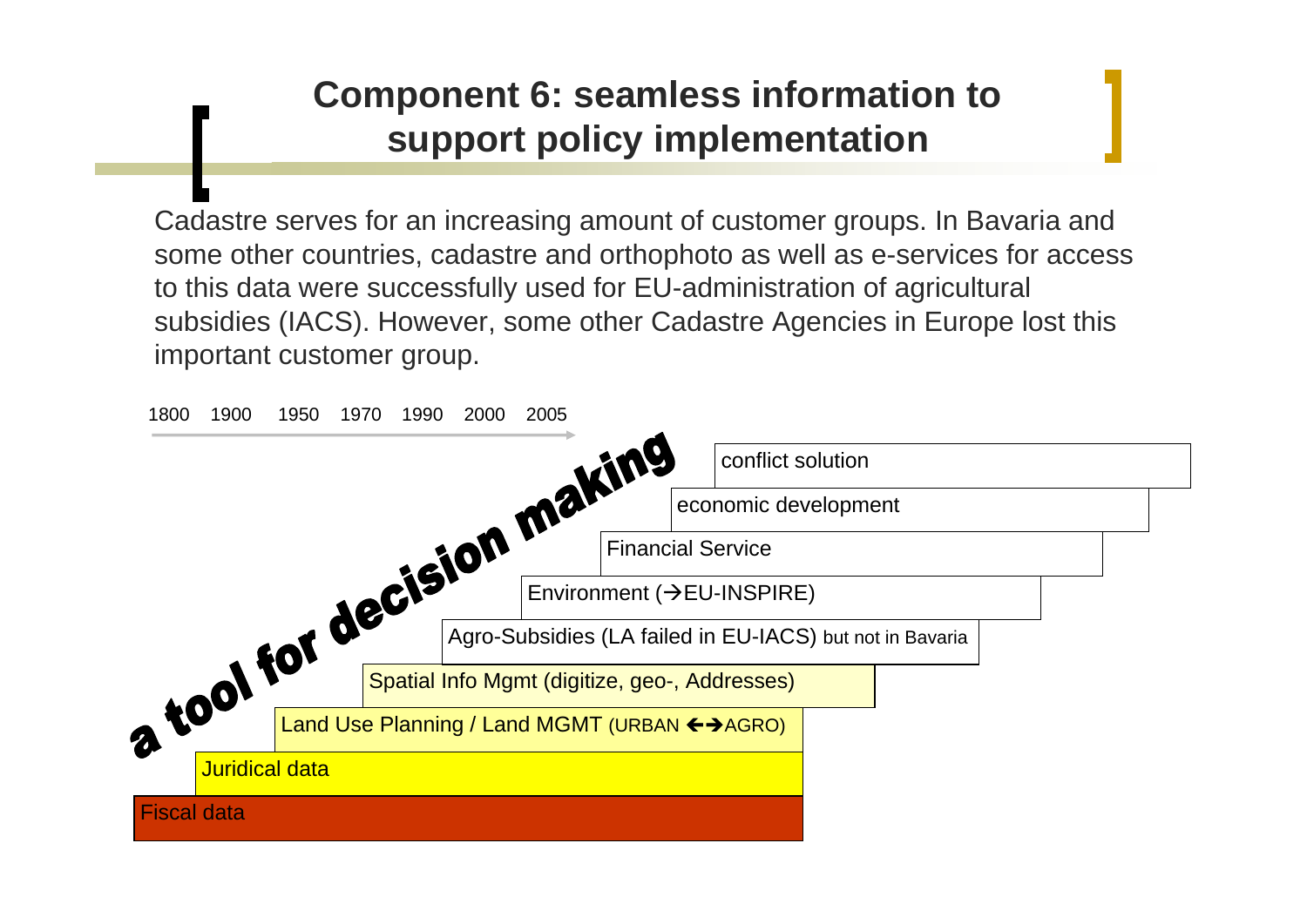# Component 6: seamless information to support policy implementation

Cadastre serves for an increasing amount of customer groups. In Bavaria and some other countries, cadastre and orthophoto as well as e-services for access to this data were successfully used for EU-administration of agricultural subsidies (IACS). However, some other Cadastre Agencies in Europe lost this important customer group.

1800 1900 1950 1970 1990 2000 2005

a tool for decision making

- conflict solution
- economic development
- Financial Service
- Environment (→EU-INSPIRE)
- Agro-Subsidies (LA failed in EU-IACS) but not in Bavaria
- Spatial Info Mgmt (digitize, geo-, Addresses)
- Land Use Planning / Land MGMT (URBAN ←→AGRO)
- Juridical data
- Fiscal data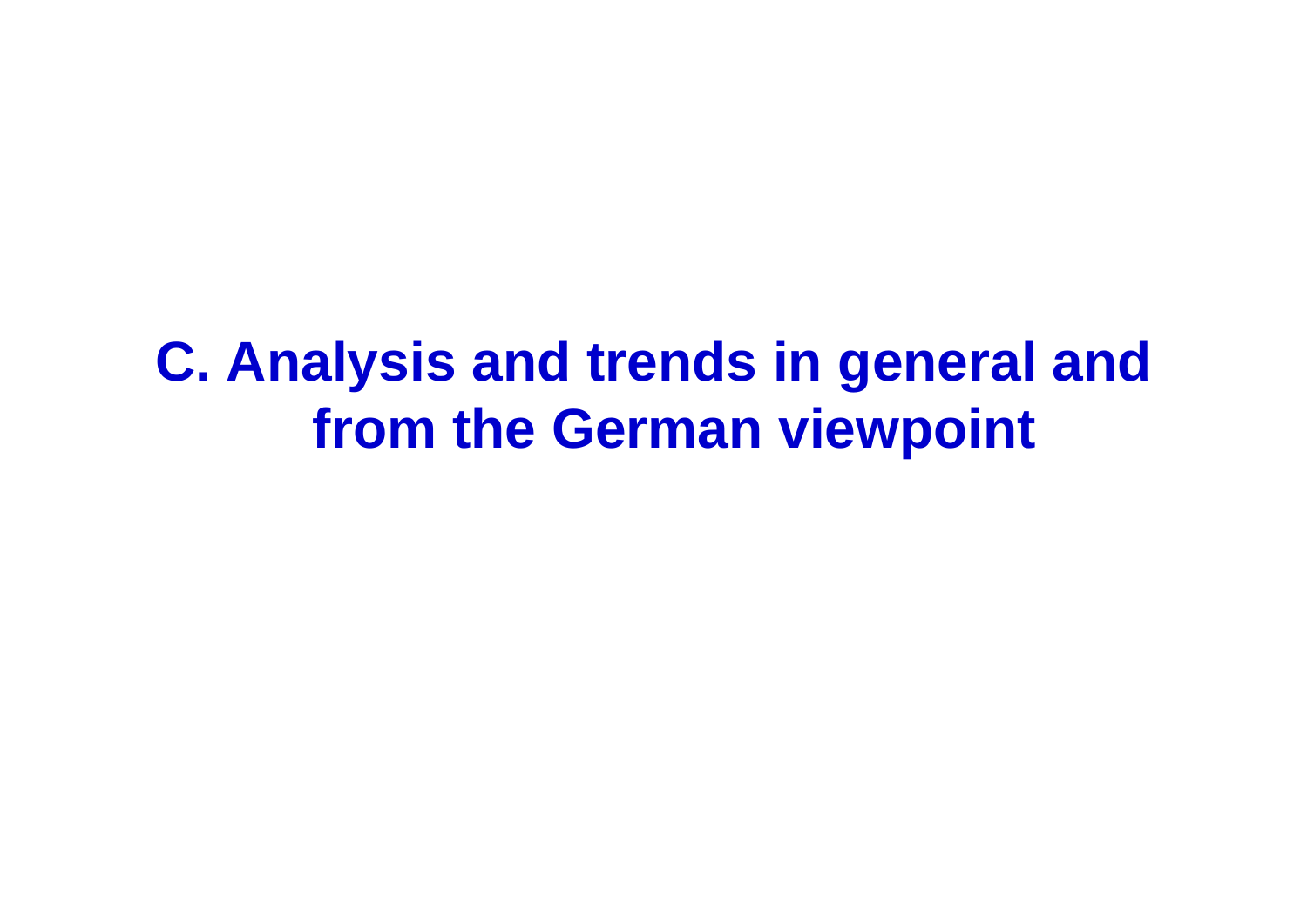# C. Analysis and trends in general and from the German viewpoint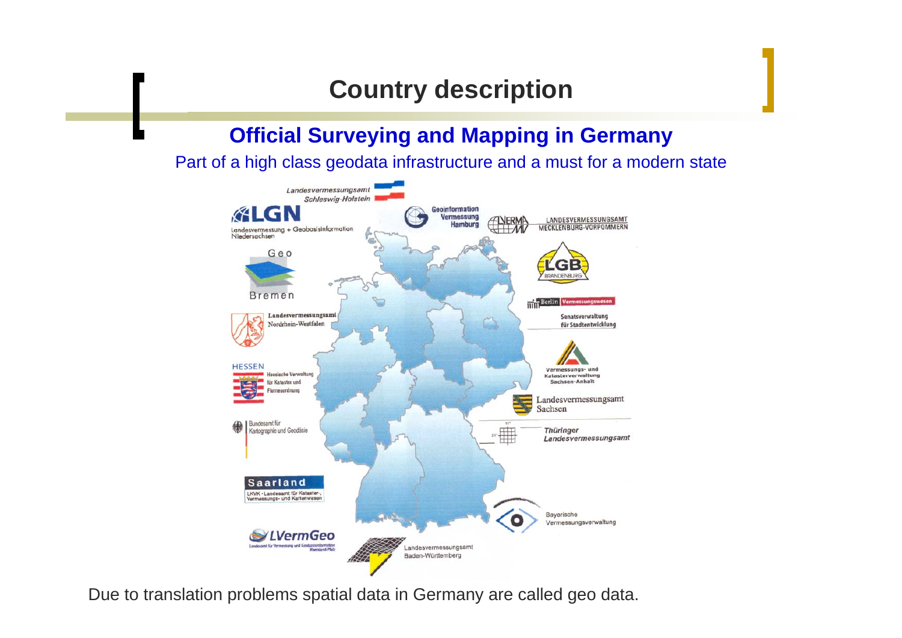# Country description

## Official Surveying and Mapping in Germany

Part of a high class geodata infrastructure and a must for a modern state

Landesvermessungsamt Schleswig-Holstein

LGN Landesvermessung + Geobasisinformation Niedersachsen

Geoinformation Vermessung Hamburg

LVERMA MV Landesvermessungsamt Mecklenburg-Vorpommern

Geo Bremen

LGB Brandenburg

Berlin Vermessungswesen Senatsverwaltung für Stadtentwicklung

Landesvermessungsamt Nordrhein-Westfalen

Vermessungs- und Katasterverwaltung Sachsen-Anhalt

Hessen Hessische Verwaltung für Kataster und Flurneuordnung

Landesvermessungsamt Sachsen

Bundesamt für Kartographie und Geodäsie

Thüringer Landesvermessungsamt

Saarland LKVK - Landesamt für Kataster-, Vermessungs- und Kartenwesen

Bayerische Vermessungsverwaltung

LVermGeo Landesamt für Vermessung und Geobasisinformation Rheinland-Pfalz

Landesvermessungsamt Baden-Württemberg

Due to translation problems spatial data in Germany are called geo data.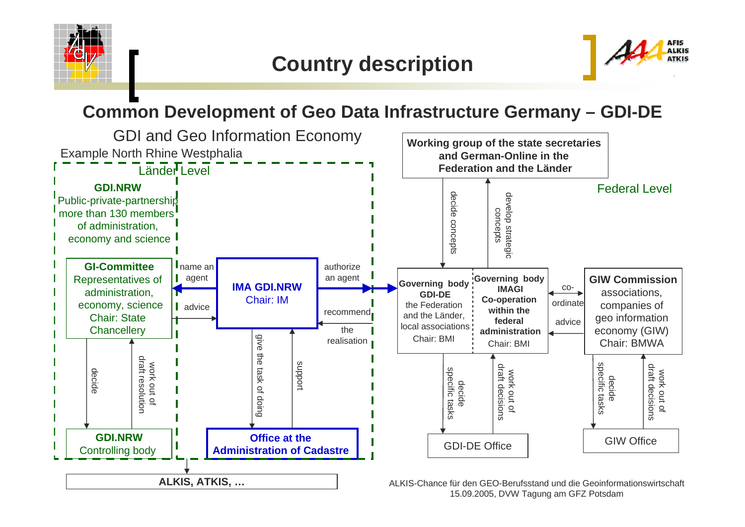# Country description

## Common Development of Geo Data Infrastructure Germany – GDI-DE

GDI and Geo Information Economy

Example North Rhine Westphalia

Länder Level

**GDI.NRW**
Public-private-partnership
more than 130 members
of administration,
economy and science

**GI-Committee**
Representatives of
administration,
economy, science
Chair: State
Chancellery

name an agent

advice

**IMA GDI.NRW**
Chair: IM

authorize an agent

recommend

the realisation

decide

work out of draft resolution

give the task of doing

support

**GDI.NRW**
Controlling body

**Office at the Administration of Cadastre**

**ALKIS, ATKIS, …**

**Working group of the state secretaries and German-Online in the Federation and the Länder**

Federal Level

decide concepts

develop strategic concepts

**Governing body GDI-DE**
the Federation and the Länder, local associations
Chair: BMI

**Governing body IMAGI Co-operation within the federal administration**
Chair: BMI

co-ordinate

advice

**GIW Commission**
associations, companies of geo information economy (GIW)
Chair: BMWA

decide specific tasks

work out of draft decisions

GDI-DE Office

decide specific tasks

work out of draft decisions

GIW Office

ALKIS-Chance für den GEO-Berufsstand und die Geoinformationswirtschaft
15.09.2005, DVW Tagung am GFZ Potsdam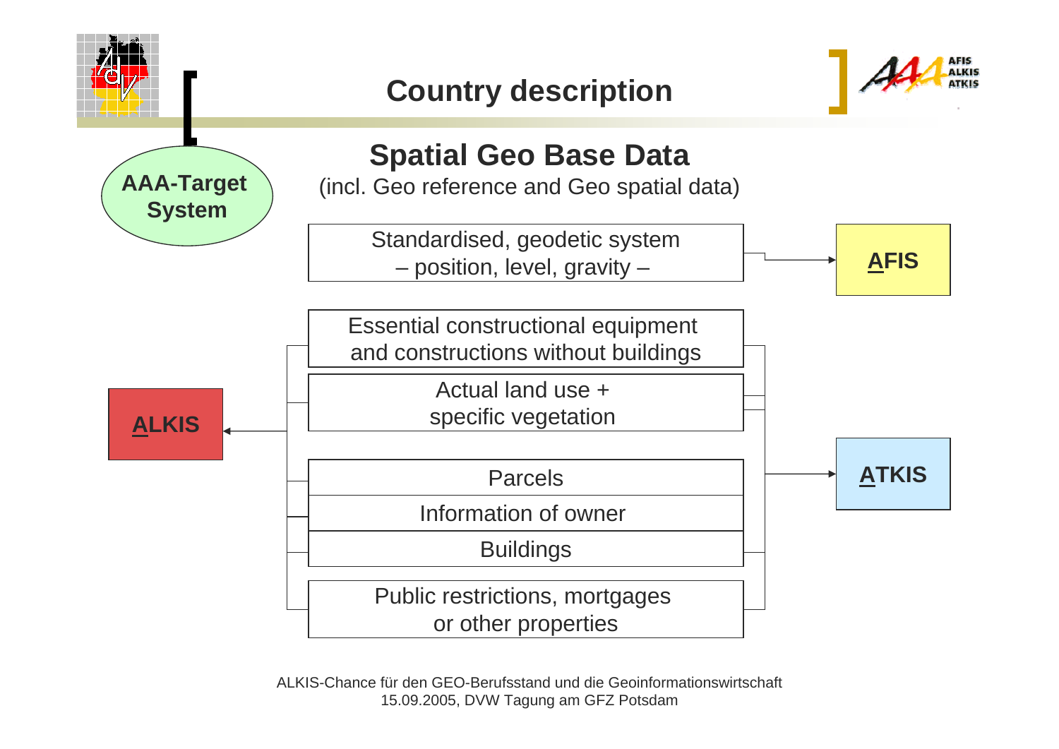# Country description

AAA-Target System

## Spatial Geo Base Data

(incl. Geo reference and Geo spatial data)

- Standardised, geodetic system – position, level, gravity – → **AFIS**
- Essential constructional equipment and constructions without buildings
- Actual land use + specific vegetation
- Parcels
- Information of owner
- Buildings
- Public restrictions, mortgages or other properties

→ **ALKIS**

→ **ATKIS**

ALKIS-Chance für den GEO-Berufsstand und die Geoinformationswirtschaft
15.09.2005, DVW Tagung am GFZ Potsdam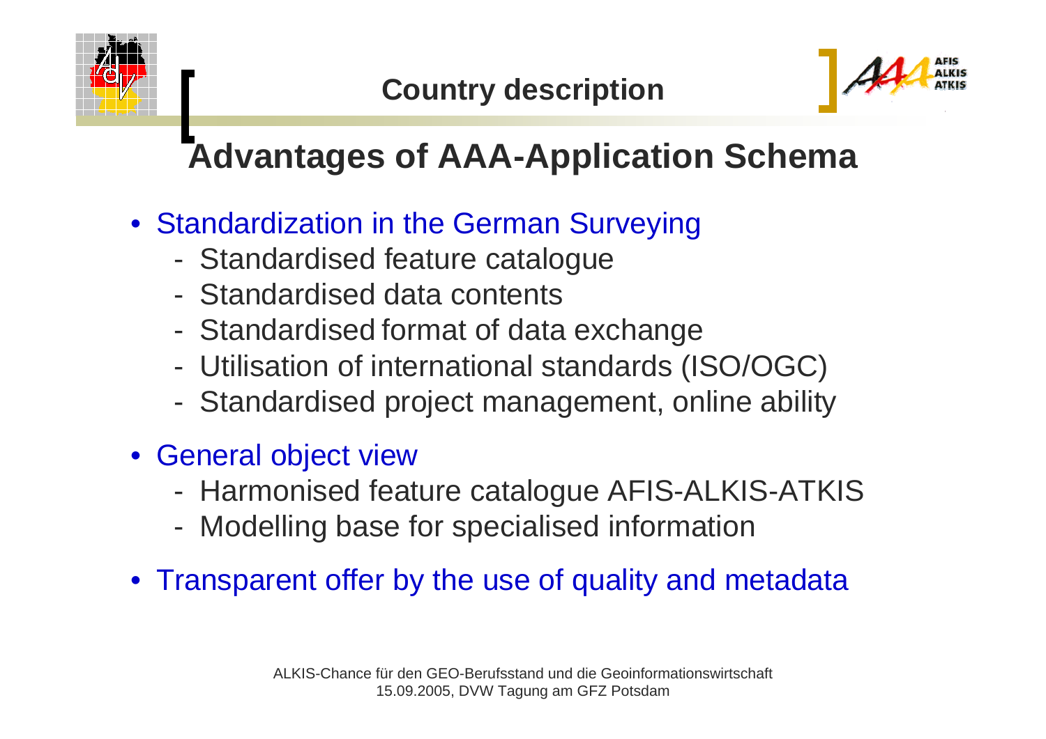## Country description

# Advantages of AAA-Application Schema

- Standardization in the German Surveying
  - Standardised feature catalogue
  - Standardised data contents
  - Standardised format of data exchange
  - Utilisation of international standards (ISO/OGC)
  - Standardised project management, online ability
- General object view
  - Harmonised feature catalogue AFIS-ALKIS-ATKIS
  - Modelling base for specialised information
- Transparent offer by the use of quality and metadata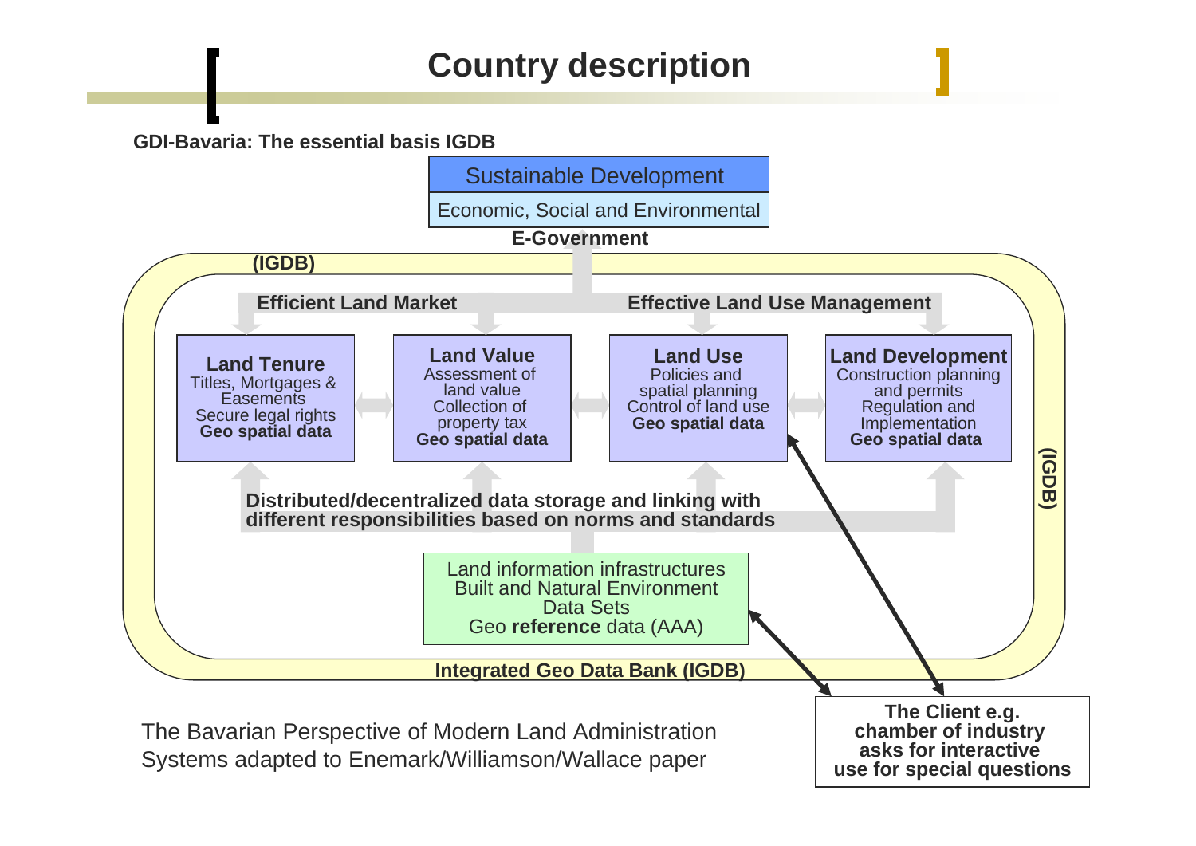# Country description

**GDI-Bavaria: The essential basis IGDB**

Sustainable Development

Economic, Social and Environmental

**E-Government**

**(IGDB)**

**Efficient Land Market** | **Effective Land Use Management**

**Land Tenure**
Titles, Mortgages & Easements
Secure legal rights
**Geo spatial data**

**Land Value**
Assessment of land value
Collection of property tax
**Geo spatial data**

**Land Use**
Policies and spatial planning
Control of land use
**Geo spatial data**

**Land Development**
Construction planning and permits
Regulation and Implementation
**Geo spatial data**

**Distributed/decentralized data storage and linking with different responsibilities based on norms and standards**

Land information infrastructures
Built and Natural Environment
Data Sets
Geo **reference** data (AAA)

**Integrated Geo Data Bank (IGDB)**

**The Client e.g. chamber of industry asks for interactive use for special questions**

The Bavarian Perspective of Modern Land Administration Systems adapted to Enemark/Williamson/Wallace paper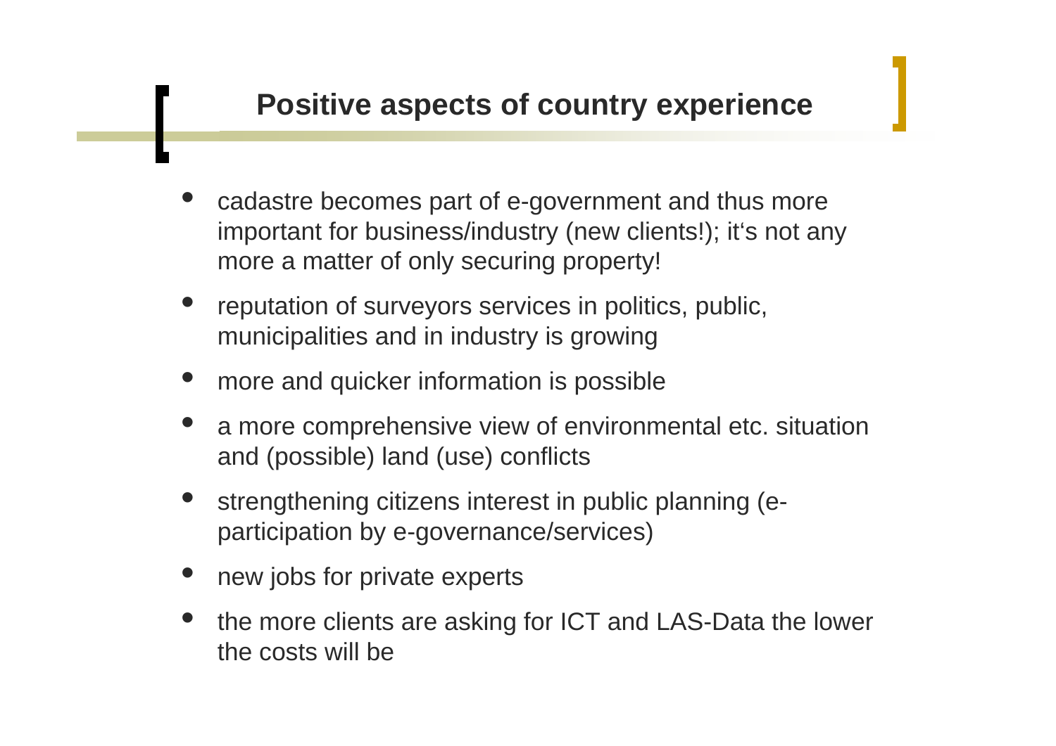## Positive aspects of country experience

- cadastre becomes part of e-government and thus more important for business/industry (new clients!); it‘s not any more a matter of only securing property!
- reputation of surveyors services in politics, public, municipalities and in industry is growing
- more and quicker information is possible
- a more comprehensive view of environmental etc. situation and (possible) land (use) conflicts
- strengthening citizens interest in public planning (e-participation by e-governance/services)
- new jobs for private experts
- the more clients are asking for ICT and LAS-Data the lower the costs will be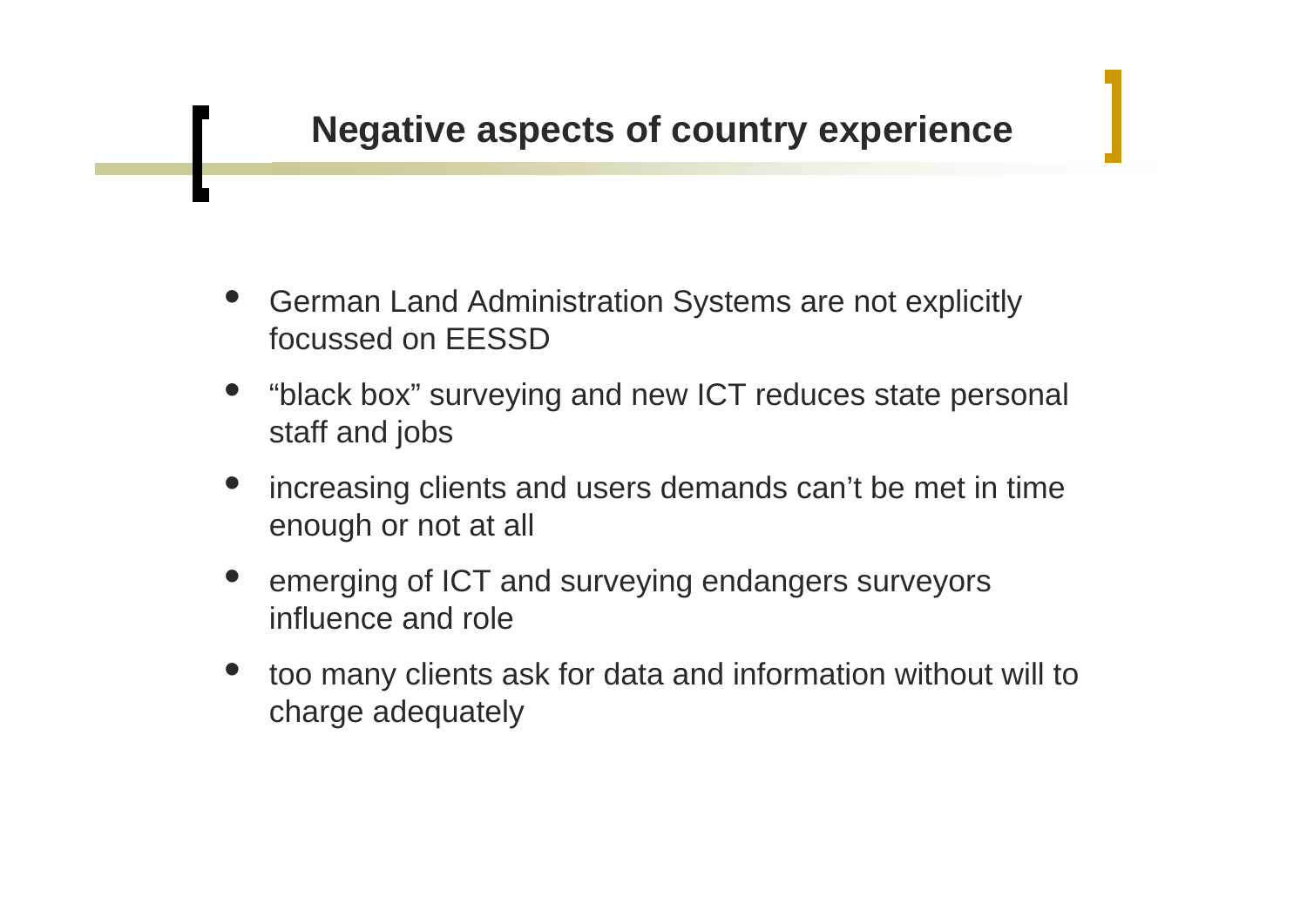# Negative aspects of country experience

- German Land Administration Systems are not explicitly focussed on EESSD
- “black box” surveying and new ICT reduces state personal staff and jobs
- increasing clients and users demands can’t be met in time enough or not at all
- emerging of ICT and surveying endangers surveyors influence and role
- too many clients ask for data and information without will to charge adequately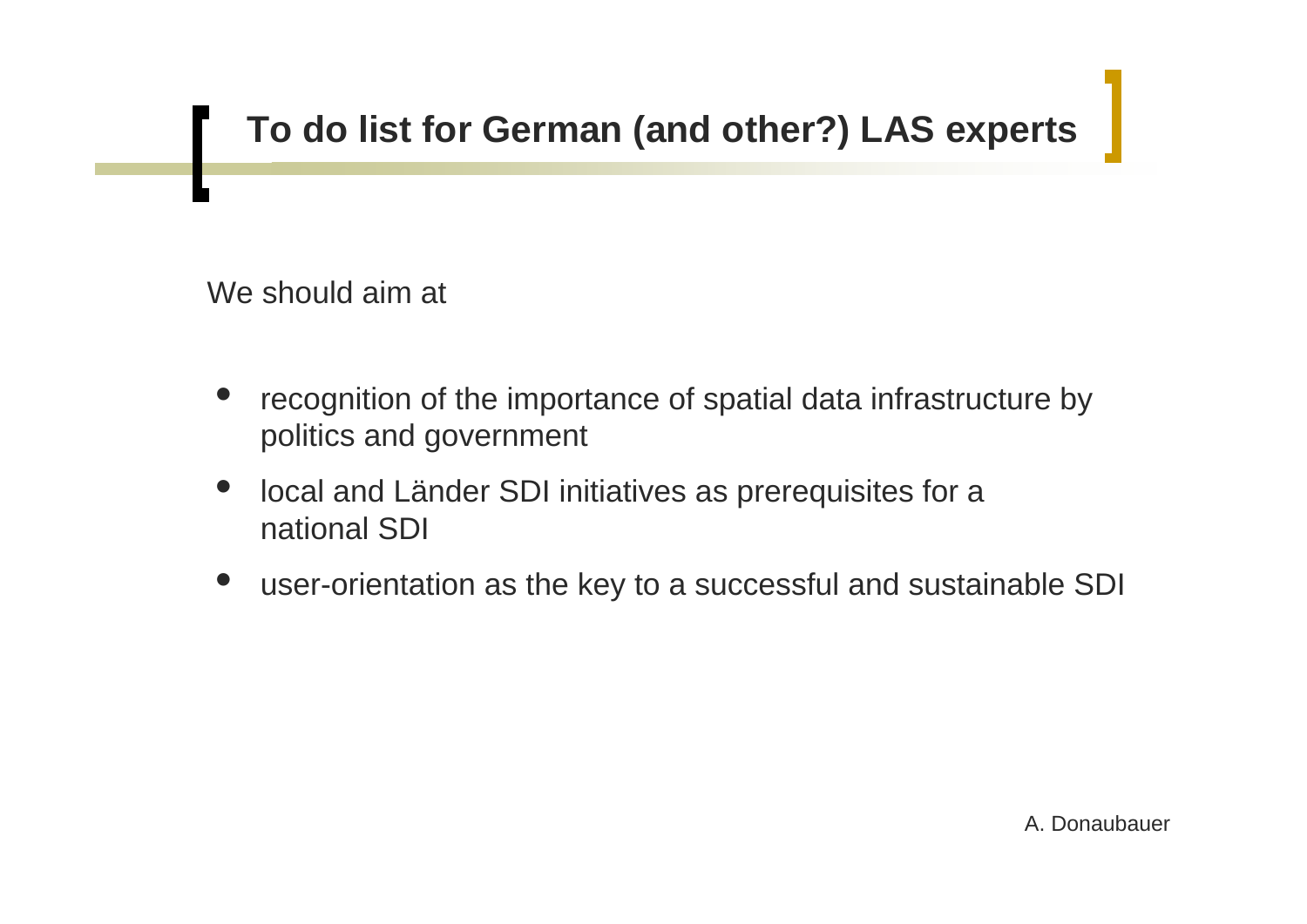# To do list for German (and other?) LAS experts

We should aim at

- recognition of the importance of spatial data infrastructure by politics and government
- local and Länder SDI initiatives as prerequisites for a national SDI
- user-orientation as the key to a successful and sustainable SDI

A. Donaubauer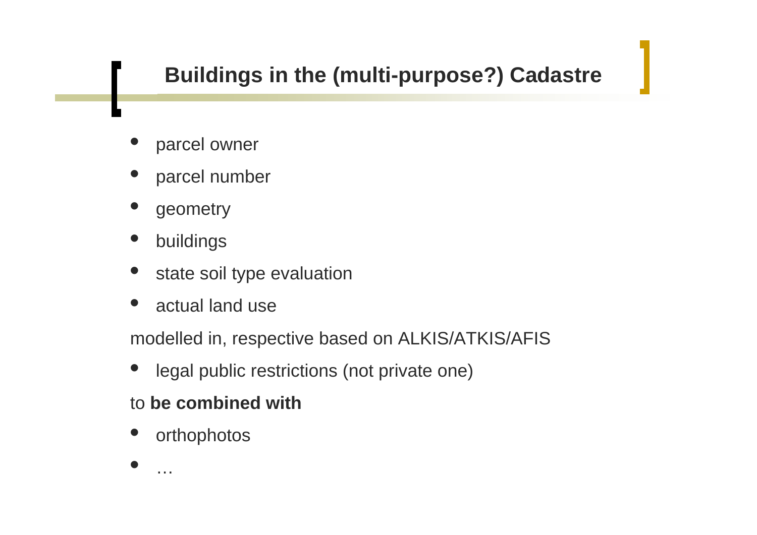# Buildings in the (multi-purpose?) Cadastre

- parcel owner
- parcel number
- geometry
- buildings
- state soil type evaluation
- actual land use

modelled in, respective based on ALKIS/ATKIS/AFIS

- legal public restrictions (not private one)

to **be combined with**

- orthophotos
- …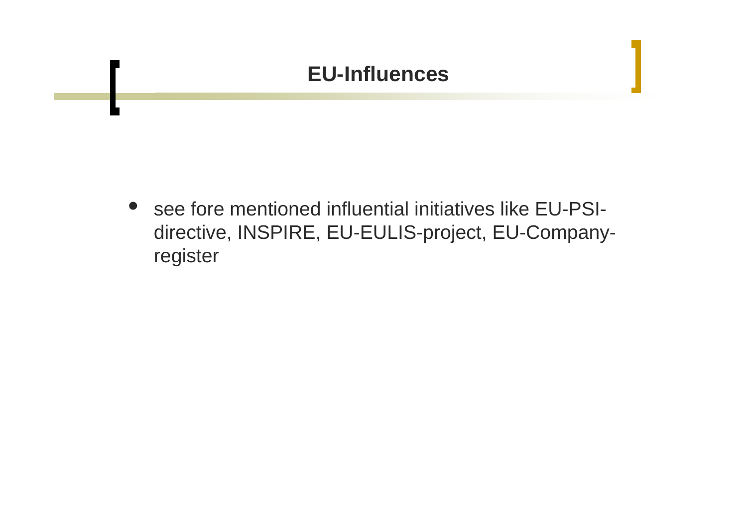# EU-Influences

- see fore mentioned influential initiatives like EU-PSI-directive, INSPIRE, EU-EULIS-project, EU-Company-register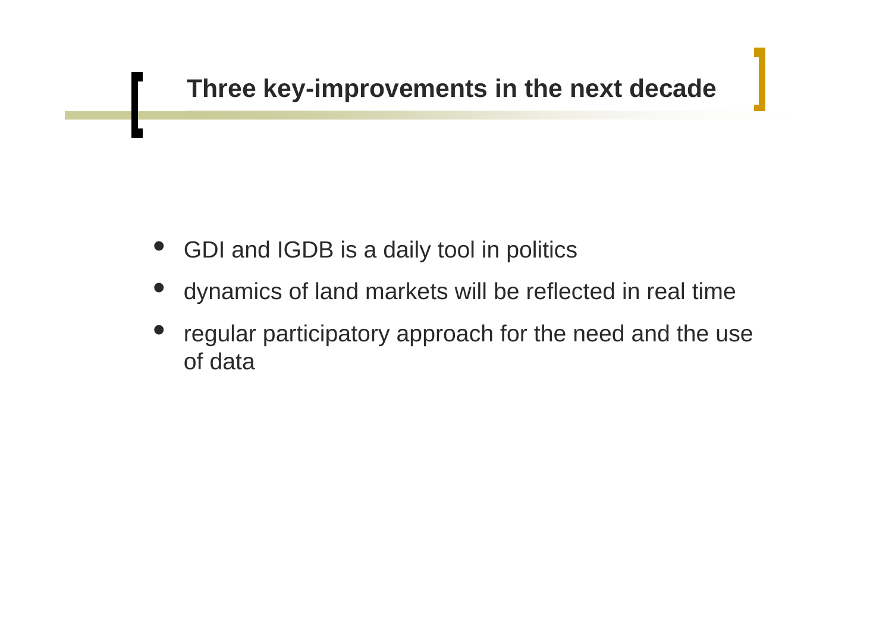# Three key-improvements in the next decade

- GDI and IGDB is a daily tool in politics
- dynamics of land markets will be reflected in real time
- regular participatory approach for the need and the use of data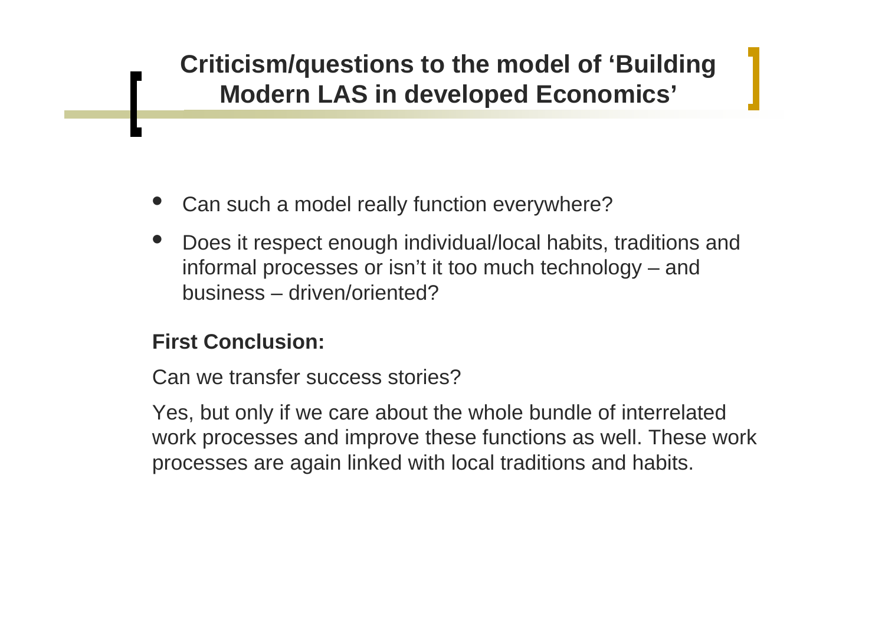# Criticism/questions to the model of 'Building Modern LAS in developed Economics'

- Can such a model really function everywhere?
- Does it respect enough individual/local habits, traditions and informal processes or isn't it too much technology – and business – driven/oriented?

**First Conclusion:**

Can we transfer success stories?

Yes, but only if we care about the whole bundle of interrelated work processes and improve these functions as well. These work processes are again linked with local traditions and habits.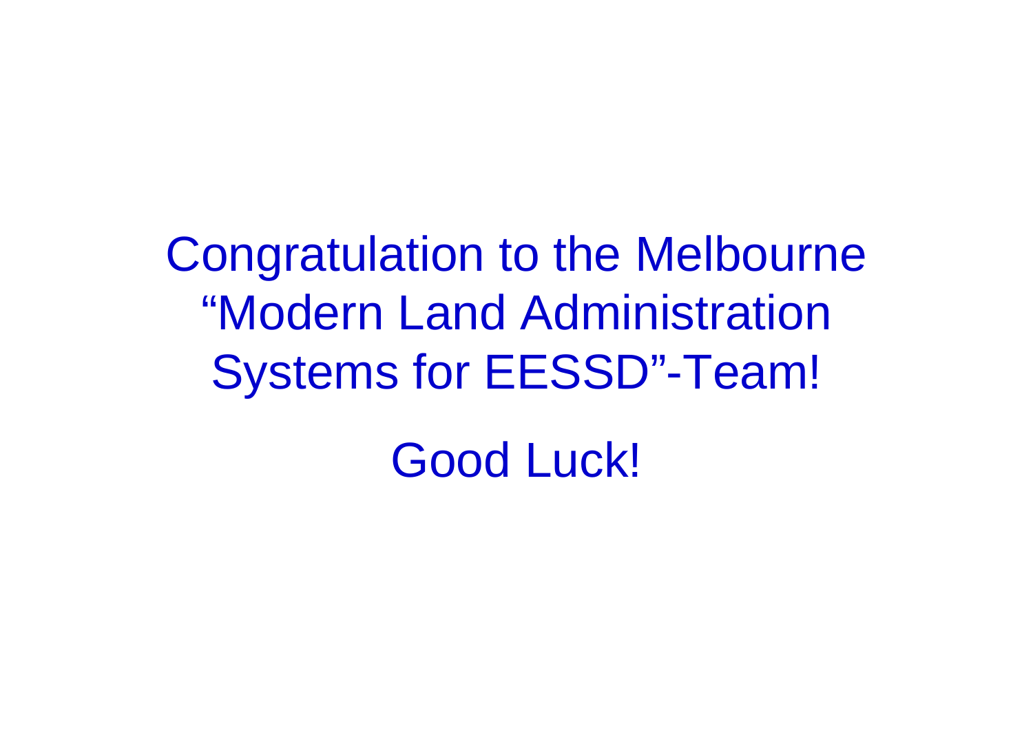Congratulation to the Melbourne “Modern Land Administration Systems for EESSD”-Team!

Good Luck!